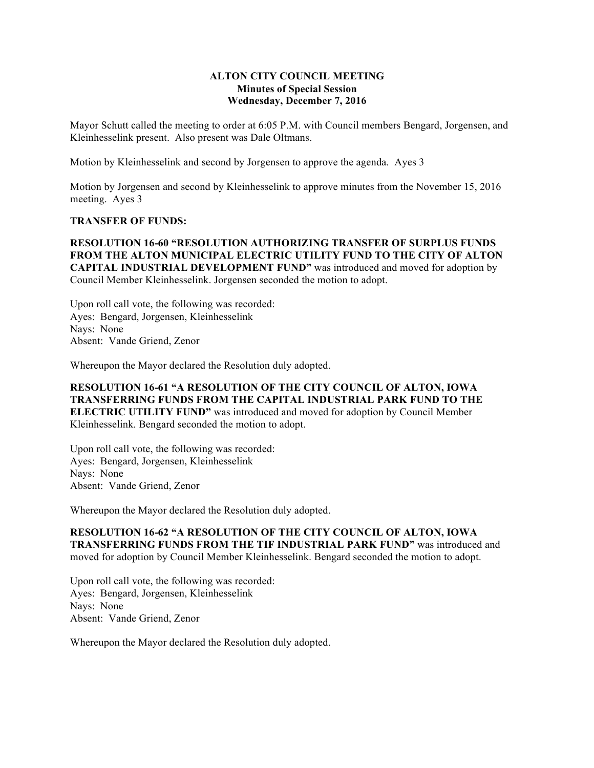# ALTON CITY COUNCIL MEETING
## Minutes of Special Session
## Wednesday, December 7, 2016

Mayor Schutt called the meeting to order at 6:05 P.M. with Council members Bengard, Jorgensen, and Kleinhesselink present. Also present was Dale Oltmans.

Motion by Kleinhesselink and second by Jorgensen to approve the agenda. Ayes 3

Motion by Jorgensen and second by Kleinhesselink to approve minutes from the November 15, 2016 meeting. Ayes 3

**TRANSFER OF FUNDS:**

**RESOLUTION 16-60 "RESOLUTION AUTHORIZING TRANSFER OF SURPLUS FUNDS FROM THE ALTON MUNICIPAL ELECTRIC UTILITY FUND TO THE CITY OF ALTON CAPITAL INDUSTRIAL DEVELOPMENT FUND"** was introduced and moved for adoption by Council Member Kleinhesselink. Jorgensen seconded the motion to adopt.

Upon roll call vote, the following was recorded:
Ayes: Bengard, Jorgensen, Kleinhesselink
Nays: None
Absent: Vande Griend, Zenor

Whereupon the Mayor declared the Resolution duly adopted.

**RESOLUTION 16-61 "A RESOLUTION OF THE CITY COUNCIL OF ALTON, IOWA TRANSFERRING FUNDS FROM THE CAPITAL INDUSTRIAL PARK FUND TO THE ELECTRIC UTILITY FUND"** was introduced and moved for adoption by Council Member Kleinhesselink. Bengard seconded the motion to adopt.

Upon roll call vote, the following was recorded:
Ayes: Bengard, Jorgensen, Kleinhesselink
Nays: None
Absent: Vande Griend, Zenor

Whereupon the Mayor declared the Resolution duly adopted.

**RESOLUTION 16-62 "A RESOLUTION OF THE CITY COUNCIL OF ALTON, IOWA TRANSFERRING FUNDS FROM THE TIF INDUSTRIAL PARK FUND"** was introduced and moved for adoption by Council Member Kleinhesselink. Bengard seconded the motion to adopt.

Upon roll call vote, the following was recorded:
Ayes: Bengard, Jorgensen, Kleinhesselink
Nays: None
Absent: Vande Griend, Zenor

Whereupon the Mayor declared the Resolution duly adopted.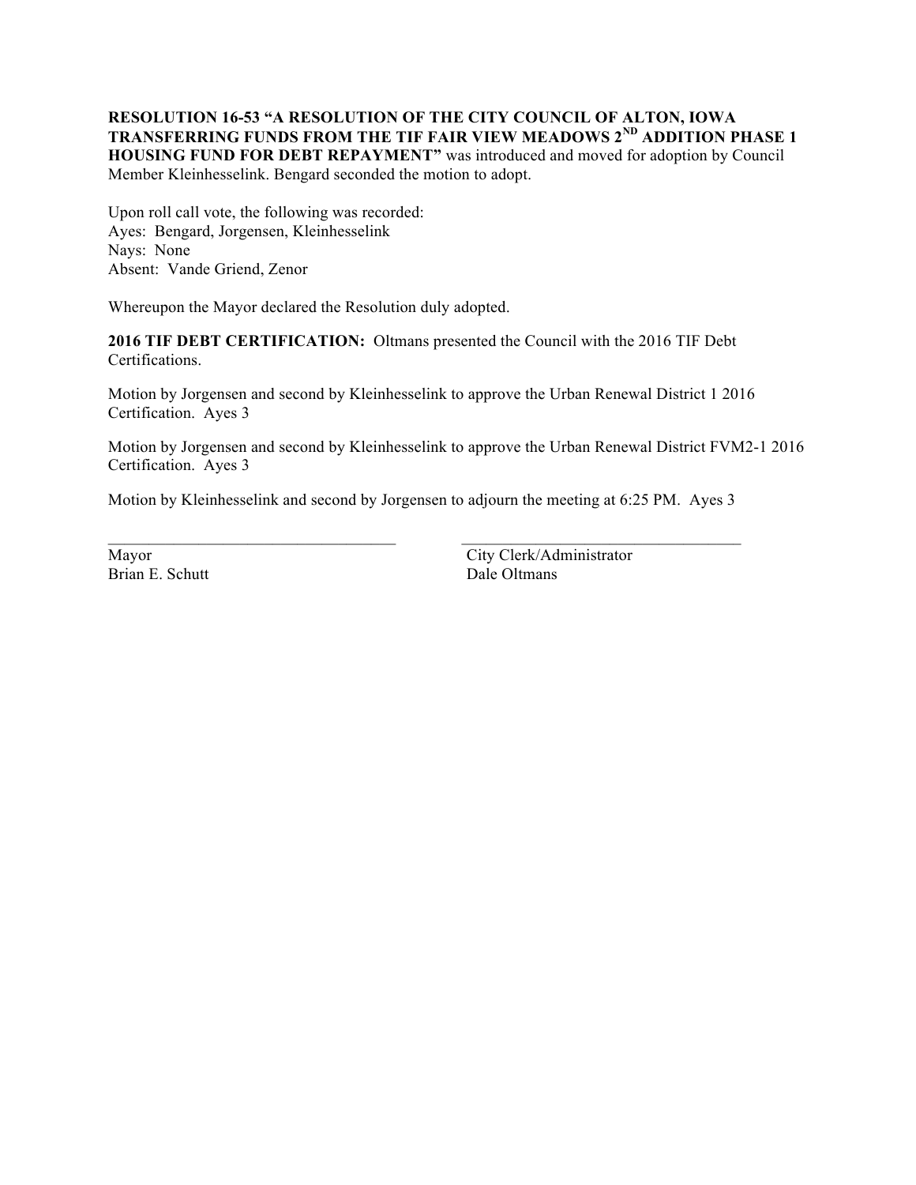**RESOLUTION 16-53 "A RESOLUTION OF THE CITY COUNCIL OF ALTON, IOWA TRANSFERRING FUNDS FROM THE TIF FAIR VIEW MEADOWS 2ND ADDITION PHASE 1 HOUSING FUND FOR DEBT REPAYMENT"** was introduced and moved for adoption by Council Member Kleinhesselink. Bengard seconded the motion to adopt.

Upon roll call vote, the following was recorded:
Ayes: Bengard, Jorgensen, Kleinhesselink
Nays: None
Absent: Vande Griend, Zenor

Whereupon the Mayor declared the Resolution duly adopted.

**2016 TIF DEBT CERTIFICATION:** Oltmans presented the Council with the 2016 TIF Debt Certifications.

Motion by Jorgensen and second by Kleinhesselink to approve the Urban Renewal District 1 2016 Certification. Ayes 3

Motion by Jorgensen and second by Kleinhesselink to approve the Urban Renewal District FVM2-1 2016 Certification. Ayes 3

Motion by Kleinhesselink and second by Jorgensen to adjourn the meeting at 6:25 PM. Ayes 3

| | |
|---|---|
| \_\_\_\_\_\_\_\_\_\_\_\_\_\_\_\_\_\_\_\_\_\_\_\_\_\_\_\_\_\_\_\_\_\_\_\_ | \_\_\_\_\_\_\_\_\_\_\_\_\_\_\_\_\_\_\_\_\_\_\_\_\_\_\_\_\_\_\_\_\_\_\_\_ |
| Mayor | City Clerk/Administrator |
| Brian E. Schutt | Dale Oltmans |